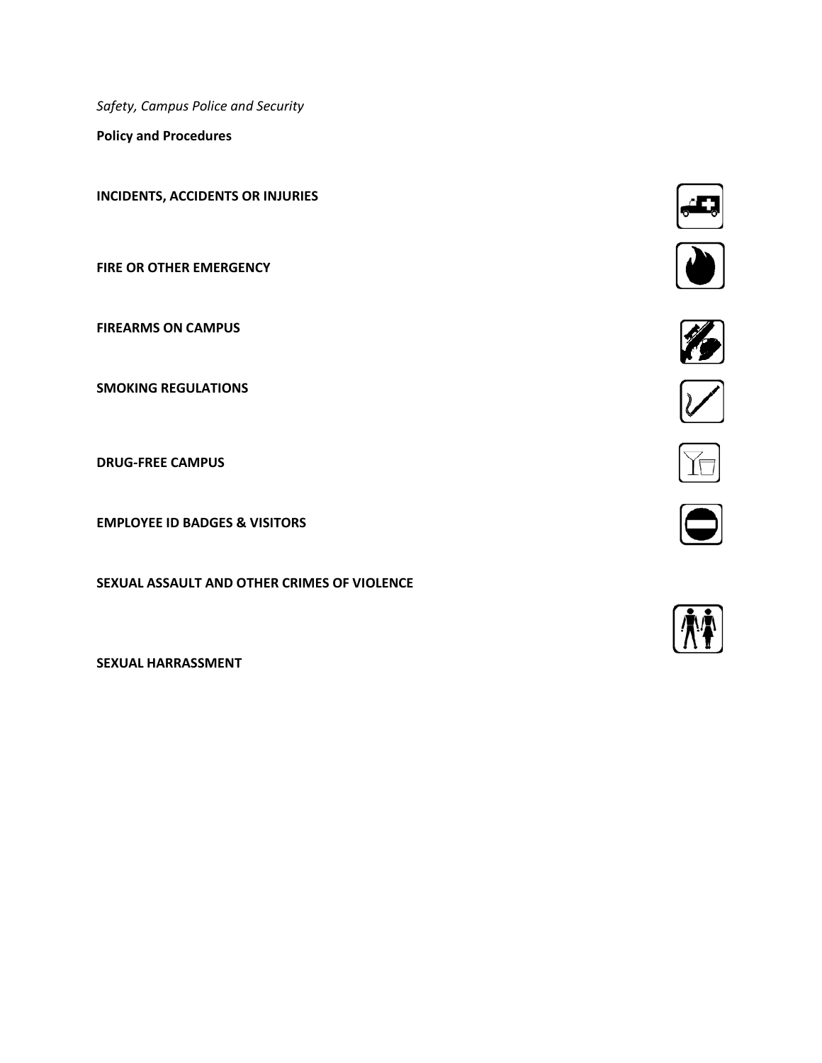*Safety, Campus Police and Security*

**Policy and Procedures**

**INCIDENTS, ACCIDENTS OR INJURIES**

**FIRE OR OTHER EMERGENCY**

**FIREARMS ON CAMPUS**

**SMOKING REGULATIONS**

**DRUG-FREE CAMPUS**

**EMPLOYEE ID BADGES & VISITORS**

**SEXUAL ASSAULT AND OTHER CRIMES OF VIOLENCE**

**SEXUAL HARRASSMENT**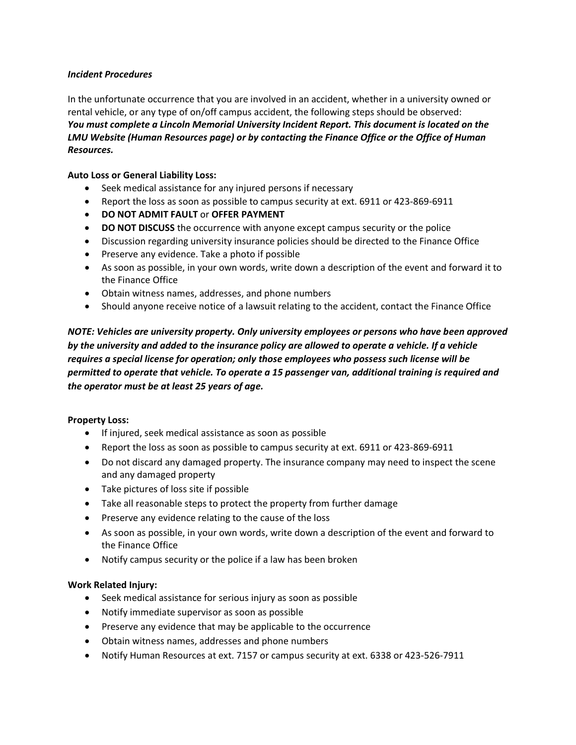*Incident Procedures*

In the unfortunate occurrence that you are involved in an accident, whether in a university owned or rental vehicle, or any type of on/off campus accident, the following steps should be observed:
***You must complete a Lincoln Memorial University Incident Report. This document is located on the LMU Website (Human Resources page) or by contacting the Finance Office or the Office of Human Resources.***

**Auto Loss or General Liability Loss:**

- Seek medical assistance for any injured persons if necessary
- Report the loss as soon as possible to campus security at ext. 6911 or 423-869-6911
- **DO NOT ADMIT FAULT** or **OFFER PAYMENT**
- **DO NOT DISCUSS** the occurrence with anyone except campus security or the police
- Discussion regarding university insurance policies should be directed to the Finance Office
- Preserve any evidence. Take a photo if possible
- As soon as possible, in your own words, write down a description of the event and forward it to the Finance Office
- Obtain witness names, addresses, and phone numbers
- Should anyone receive notice of a lawsuit relating to the accident, contact the Finance Office

***NOTE: Vehicles are university property. Only university employees or persons who have been approved by the university and added to the insurance policy are allowed to operate a vehicle. If a vehicle requires a special license for operation; only those employees who possess such license will be permitted to operate that vehicle. To operate a 15 passenger van, additional training is required and the operator must be at least 25 years of age.***

**Property Loss:**

- If injured, seek medical assistance as soon as possible
- Report the loss as soon as possible to campus security at ext. 6911 or 423-869-6911
- Do not discard any damaged property. The insurance company may need to inspect the scene and any damaged property
- Take pictures of loss site if possible
- Take all reasonable steps to protect the property from further damage
- Preserve any evidence relating to the cause of the loss
- As soon as possible, in your own words, write down a description of the event and forward to the Finance Office
- Notify campus security or the police if a law has been broken

**Work Related Injury:**

- Seek medical assistance for serious injury as soon as possible
- Notify immediate supervisor as soon as possible
- Preserve any evidence that may be applicable to the occurrence
- Obtain witness names, addresses and phone numbers
- Notify Human Resources at ext. 7157 or campus security at ext. 6338 or 423-526-7911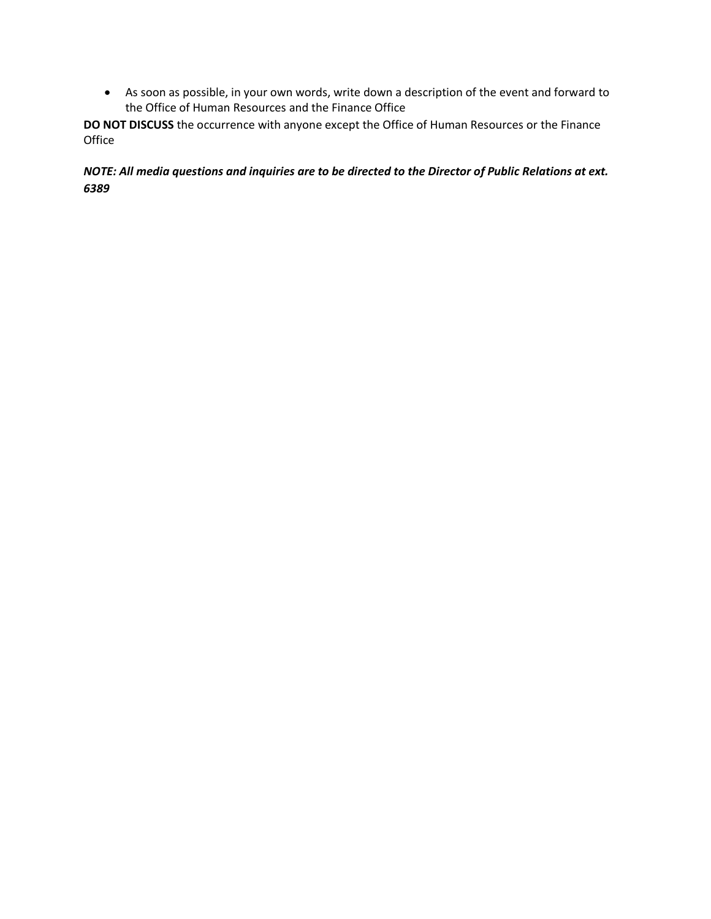- As soon as possible, in your own words, write down a description of the event and forward to the Office of Human Resources and the Finance Office

**DO NOT DISCUSS** the occurrence with anyone except the Office of Human Resources or the Finance Office

***NOTE: All media questions and inquiries are to be directed to the Director of Public Relations at ext. 6389***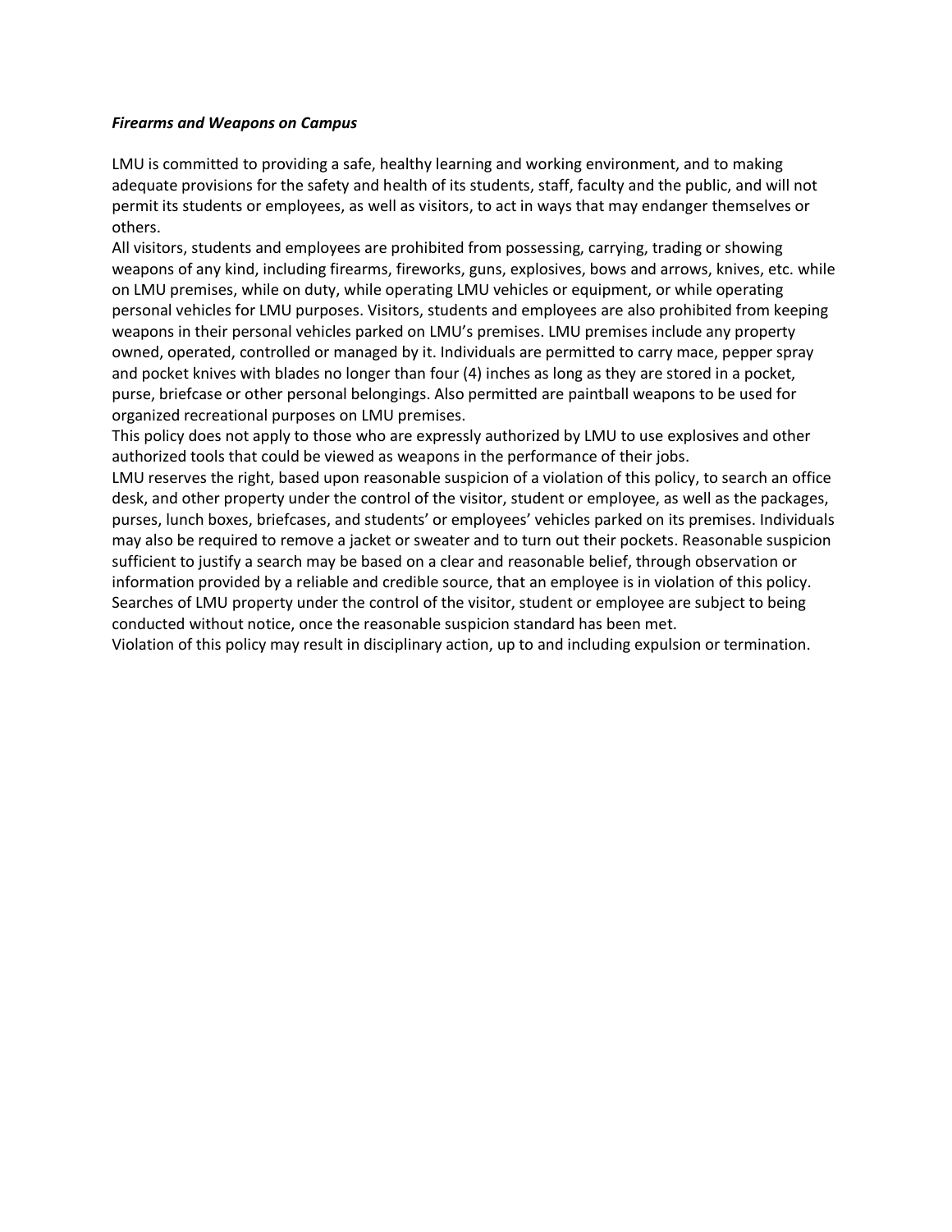***Firearms and Weapons on Campus***

LMU is committed to providing a safe, healthy learning and working environment, and to making adequate provisions for the safety and health of its students, staff, faculty and the public, and will not permit its students or employees, as well as visitors, to act in ways that may endanger themselves or others.

All visitors, students and employees are prohibited from possessing, carrying, trading or showing weapons of any kind, including firearms, fireworks, guns, explosives, bows and arrows, knives, etc. while on LMU premises, while on duty, while operating LMU vehicles or equipment, or while operating personal vehicles for LMU purposes. Visitors, students and employees are also prohibited from keeping weapons in their personal vehicles parked on LMU's premises. LMU premises include any property owned, operated, controlled or managed by it. Individuals are permitted to carry mace, pepper spray and pocket knives with blades no longer than four (4) inches as long as they are stored in a pocket, purse, briefcase or other personal belongings. Also permitted are paintball weapons to be used for organized recreational purposes on LMU premises.

This policy does not apply to those who are expressly authorized by LMU to use explosives and other authorized tools that could be viewed as weapons in the performance of their jobs.

LMU reserves the right, based upon reasonable suspicion of a violation of this policy, to search an office desk, and other property under the control of the visitor, student or employee, as well as the packages, purses, lunch boxes, briefcases, and students' or employees' vehicles parked on its premises. Individuals may also be required to remove a jacket or sweater and to turn out their pockets. Reasonable suspicion sufficient to justify a search may be based on a clear and reasonable belief, through observation or information provided by a reliable and credible source, that an employee is in violation of this policy. Searches of LMU property under the control of the visitor, student or employee are subject to being conducted without notice, once the reasonable suspicion standard has been met.

Violation of this policy may result in disciplinary action, up to and including expulsion or termination.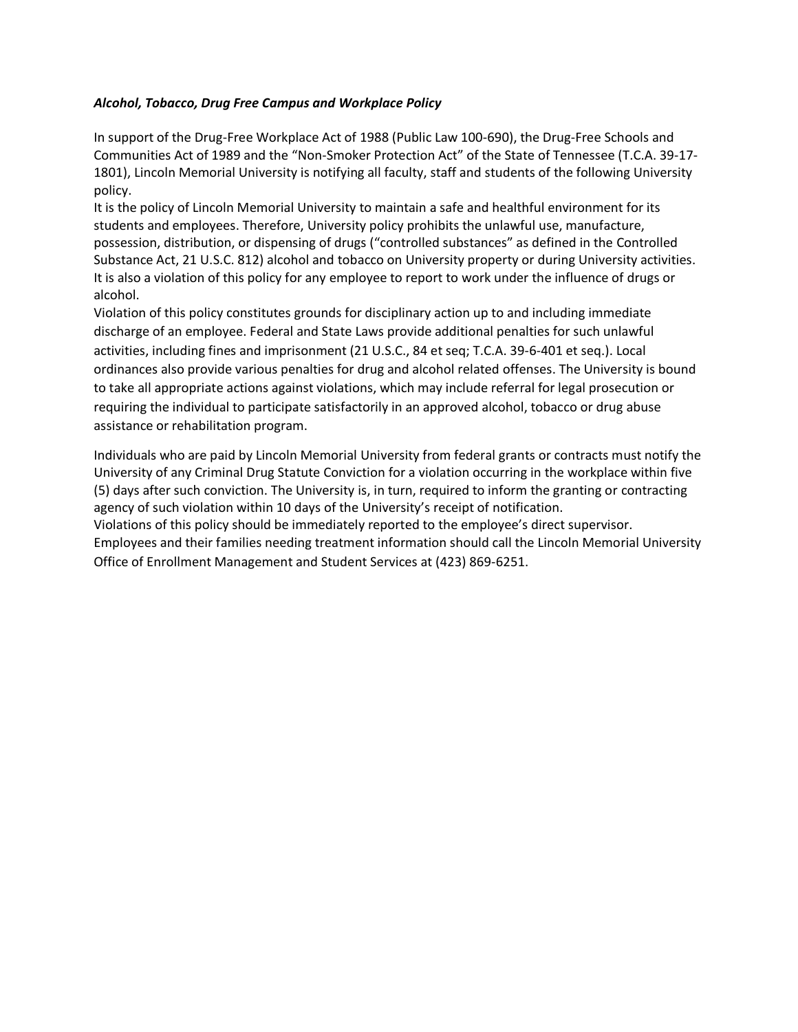***Alcohol, Tobacco, Drug Free Campus and Workplace Policy***

In support of the Drug-Free Workplace Act of 1988 (Public Law 100-690), the Drug-Free Schools and Communities Act of 1989 and the "Non-Smoker Protection Act" of the State of Tennessee (T.C.A. 39-17-1801), Lincoln Memorial University is notifying all faculty, staff and students of the following University policy.

It is the policy of Lincoln Memorial University to maintain a safe and healthful environment for its students and employees. Therefore, University policy prohibits the unlawful use, manufacture, possession, distribution, or dispensing of drugs ("controlled substances" as defined in the Controlled Substance Act, 21 U.S.C. 812) alcohol and tobacco on University property or during University activities. It is also a violation of this policy for any employee to report to work under the influence of drugs or alcohol.

Violation of this policy constitutes grounds for disciplinary action up to and including immediate discharge of an employee. Federal and State Laws provide additional penalties for such unlawful activities, including fines and imprisonment (21 U.S.C., 84 et seq; T.C.A. 39-6-401 et seq.). Local ordinances also provide various penalties for drug and alcohol related offenses. The University is bound to take all appropriate actions against violations, which may include referral for legal prosecution or requiring the individual to participate satisfactorily in an approved alcohol, tobacco or drug abuse assistance or rehabilitation program.

Individuals who are paid by Lincoln Memorial University from federal grants or contracts must notify the University of any Criminal Drug Statute Conviction for a violation occurring in the workplace within five (5) days after such conviction. The University is, in turn, required to inform the granting or contracting agency of such violation within 10 days of the University's receipt of notification.

Violations of this policy should be immediately reported to the employee's direct supervisor.

Employees and their families needing treatment information should call the Lincoln Memorial University Office of Enrollment Management and Student Services at (423) 869-6251.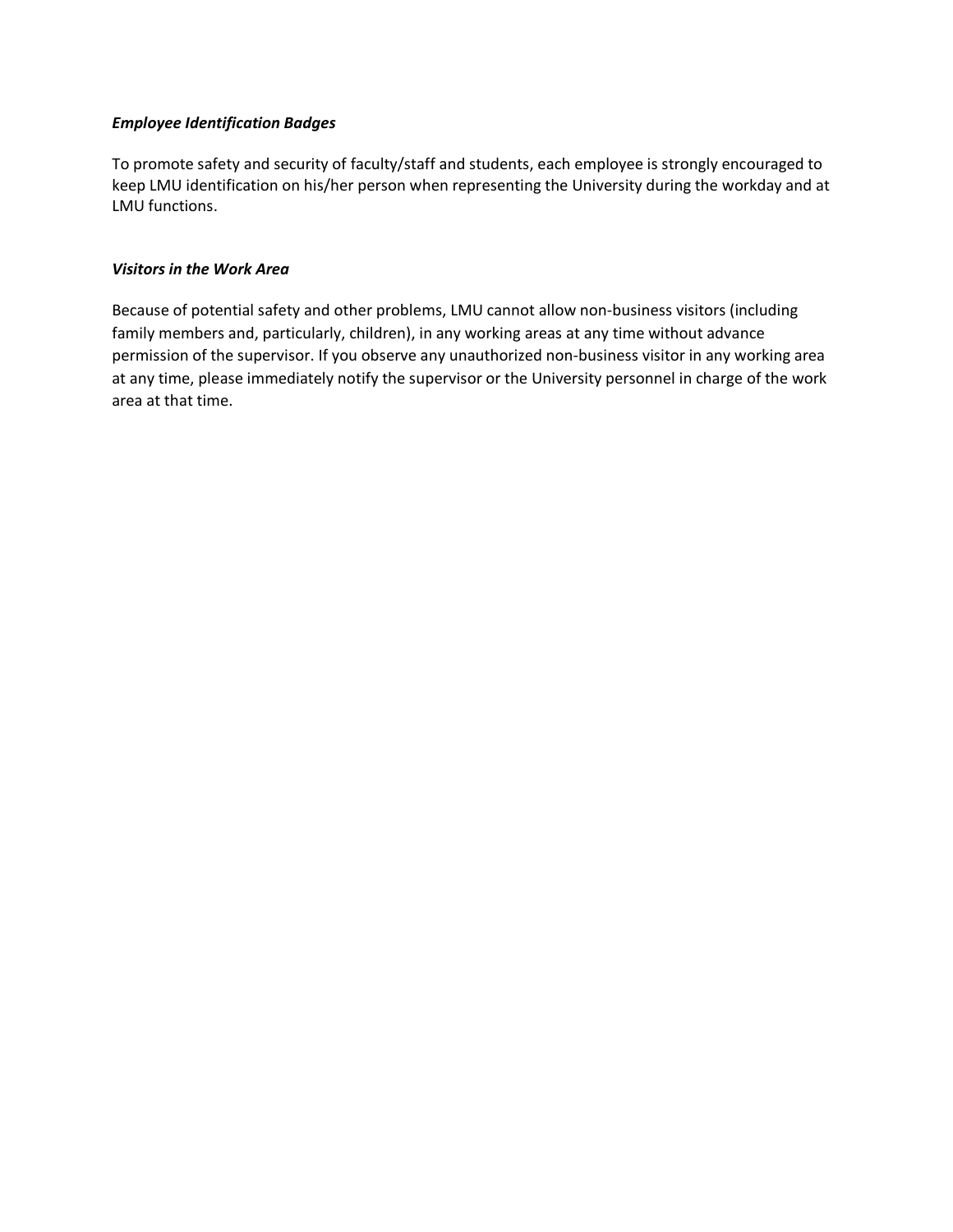### *Employee Identification Badges*

To promote safety and security of faculty/staff and students, each employee is strongly encouraged to keep LMU identification on his/her person when representing the University during the workday and at LMU functions.

### *Visitors in the Work Area*

Because of potential safety and other problems, LMU cannot allow non-business visitors (including family members and, particularly, children), in any working areas at any time without advance permission of the supervisor. If you observe any unauthorized non-business visitor in any working area at any time, please immediately notify the supervisor or the University personnel in charge of the work area at that time.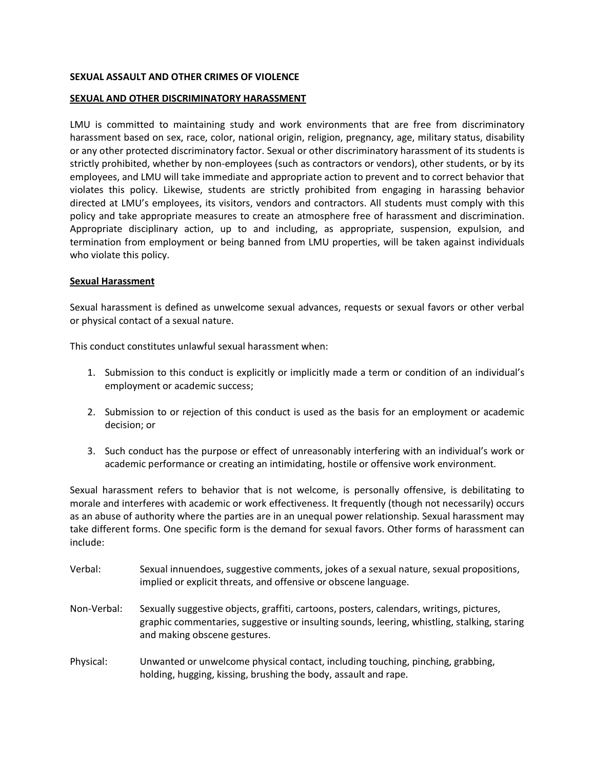**SEXUAL ASSAULT AND OTHER CRIMES OF VIOLENCE**

**SEXUAL AND OTHER DISCRIMINATORY HARASSMENT**

LMU is committed to maintaining study and work environments that are free from discriminatory harassment based on sex, race, color, national origin, religion, pregnancy, age, military status, disability or any other protected discriminatory factor. Sexual or other discriminatory harassment of its students is strictly prohibited, whether by non-employees (such as contractors or vendors), other students, or by its employees, and LMU will take immediate and appropriate action to prevent and to correct behavior that violates this policy. Likewise, students are strictly prohibited from engaging in harassing behavior directed at LMU's employees, its visitors, vendors and contractors. All students must comply with this policy and take appropriate measures to create an atmosphere free of harassment and discrimination. Appropriate disciplinary action, up to and including, as appropriate, suspension, expulsion, and termination from employment or being banned from LMU properties, will be taken against individuals who violate this policy.

**Sexual Harassment**

Sexual harassment is defined as unwelcome sexual advances, requests or sexual favors or other verbal or physical contact of a sexual nature.

This conduct constitutes unlawful sexual harassment when:

1. Submission to this conduct is explicitly or implicitly made a term or condition of an individual's employment or academic success;

2. Submission to or rejection of this conduct is used as the basis for an employment or academic decision; or

3. Such conduct has the purpose or effect of unreasonably interfering with an individual's work or academic performance or creating an intimidating, hostile or offensive work environment.

Sexual harassment refers to behavior that is not welcome, is personally offensive, is debilitating to morale and interferes with academic or work effectiveness. It frequently (though not necessarily) occurs as an abuse of authority where the parties are in an unequal power relationship. Sexual harassment may take different forms. One specific form is the demand for sexual favors. Other forms of harassment can include:

Verbal: Sexual innuendoes, suggestive comments, jokes of a sexual nature, sexual propositions, implied or explicit threats, and offensive or obscene language.

Non-Verbal: Sexually suggestive objects, graffiti, cartoons, posters, calendars, writings, pictures, graphic commentaries, suggestive or insulting sounds, leering, whistling, stalking, staring and making obscene gestures.

Physical: Unwanted or unwelcome physical contact, including touching, pinching, grabbing, holding, hugging, kissing, brushing the body, assault and rape.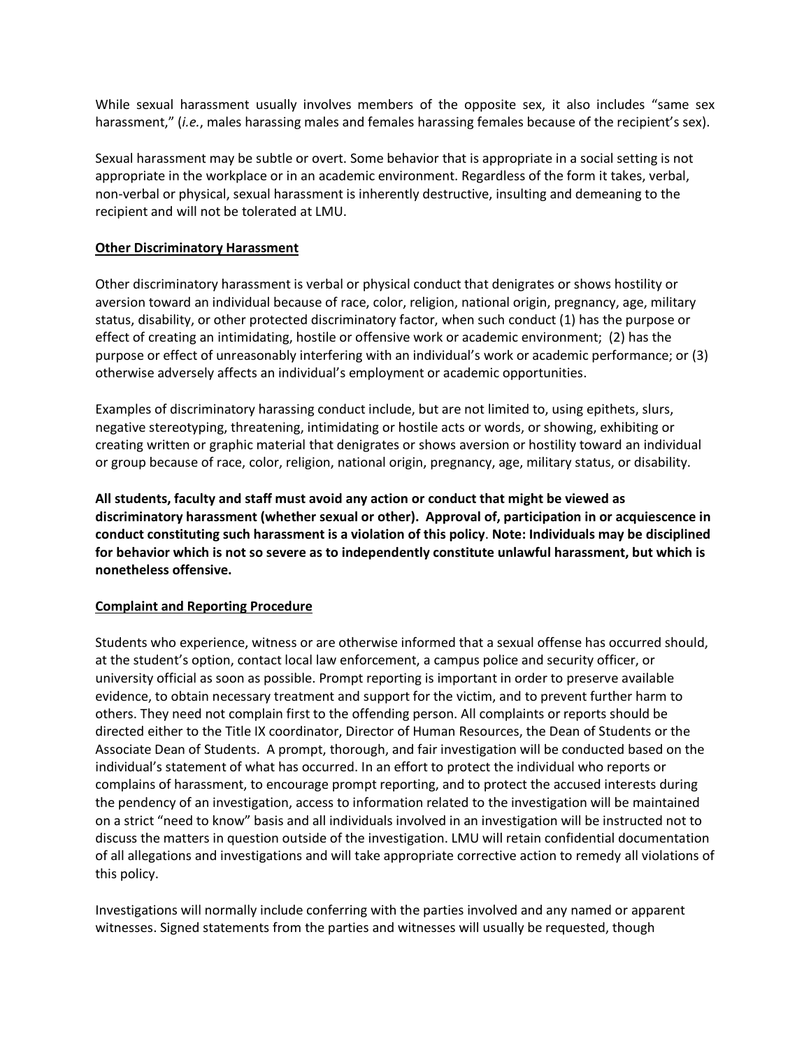While sexual harassment usually involves members of the opposite sex, it also includes "same sex harassment," (*i.e.*, males harassing males and females harassing females because of the recipient's sex).

Sexual harassment may be subtle or overt. Some behavior that is appropriate in a social setting is not appropriate in the workplace or in an academic environment. Regardless of the form it takes, verbal, non-verbal or physical, sexual harassment is inherently destructive, insulting and demeaning to the recipient and will not be tolerated at LMU.

**Other Discriminatory Harassment**

Other discriminatory harassment is verbal or physical conduct that denigrates or shows hostility or aversion toward an individual because of race, color, religion, national origin, pregnancy, age, military status, disability, or other protected discriminatory factor, when such conduct (1) has the purpose or effect of creating an intimidating, hostile or offensive work or academic environment; (2) has the purpose or effect of unreasonably interfering with an individual's work or academic performance; or (3) otherwise adversely affects an individual's employment or academic opportunities.

Examples of discriminatory harassing conduct include, but are not limited to, using epithets, slurs, negative stereotyping, threatening, intimidating or hostile acts or words, or showing, exhibiting or creating written or graphic material that denigrates or shows aversion or hostility toward an individual or group because of race, color, religion, national origin, pregnancy, age, military status, or disability.

**All students, faculty and staff must avoid any action or conduct that might be viewed as discriminatory harassment (whether sexual or other). Approval of, participation in or acquiescence in conduct constituting such harassment is a violation of this policy. Note: Individuals may be disciplined for behavior which is not so severe as to independently constitute unlawful harassment, but which is nonetheless offensive.**

**Complaint and Reporting Procedure**

Students who experience, witness or are otherwise informed that a sexual offense has occurred should, at the student's option, contact local law enforcement, a campus police and security officer, or university official as soon as possible. Prompt reporting is important in order to preserve available evidence, to obtain necessary treatment and support for the victim, and to prevent further harm to others. They need not complain first to the offending person. All complaints or reports should be directed either to the Title IX coordinator, Director of Human Resources, the Dean of Students or the Associate Dean of Students. A prompt, thorough, and fair investigation will be conducted based on the individual's statement of what has occurred. In an effort to protect the individual who reports or complains of harassment, to encourage prompt reporting, and to protect the accused interests during the pendency of an investigation, access to information related to the investigation will be maintained on a strict "need to know" basis and all individuals involved in an investigation will be instructed not to discuss the matters in question outside of the investigation. LMU will retain confidential documentation of all allegations and investigations and will take appropriate corrective action to remedy all violations of this policy.

Investigations will normally include conferring with the parties involved and any named or apparent witnesses. Signed statements from the parties and witnesses will usually be requested, though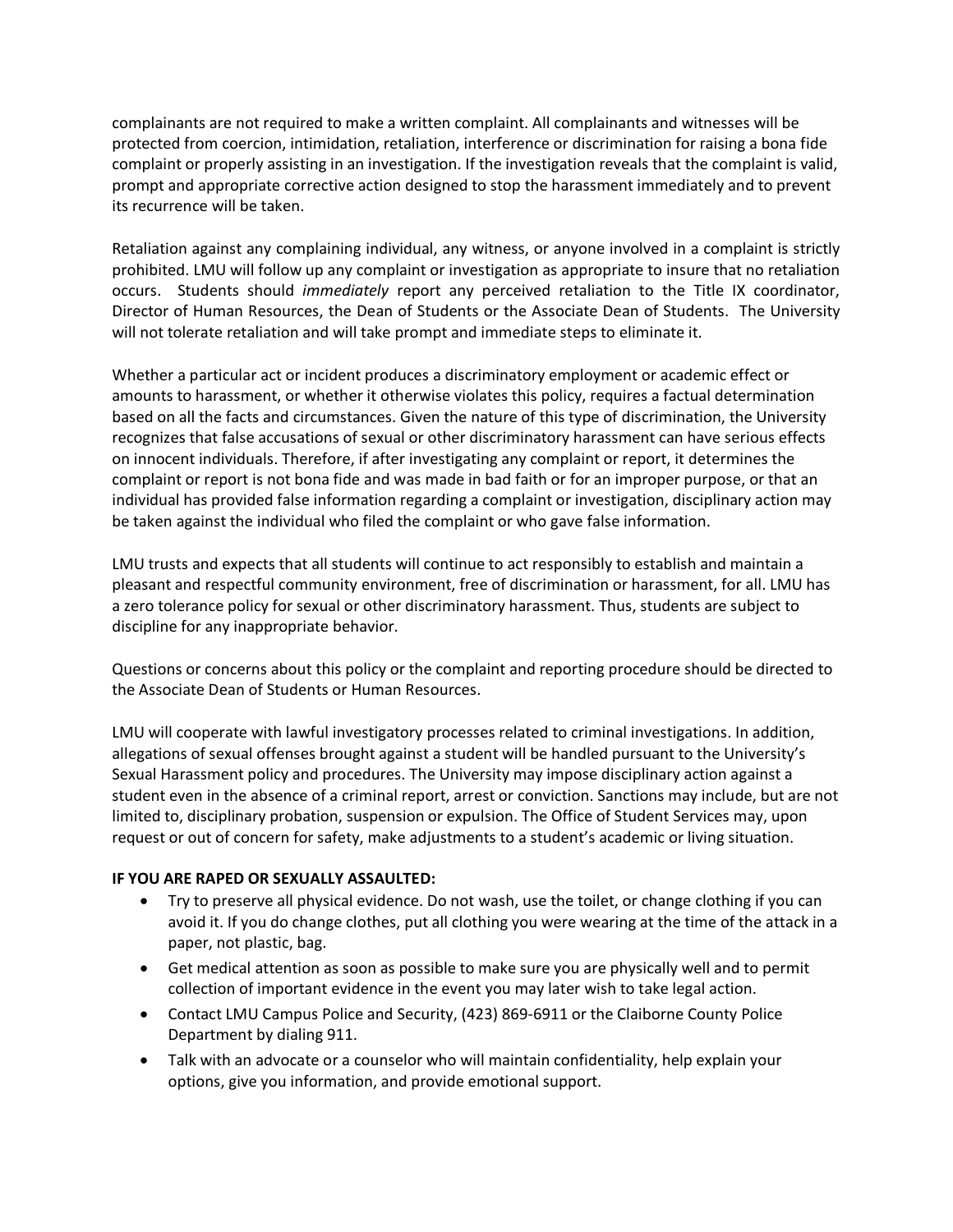complainants are not required to make a written complaint. All complainants and witnesses will be protected from coercion, intimidation, retaliation, interference or discrimination for raising a bona fide complaint or properly assisting in an investigation. If the investigation reveals that the complaint is valid, prompt and appropriate corrective action designed to stop the harassment immediately and to prevent its recurrence will be taken.

Retaliation against any complaining individual, any witness, or anyone involved in a complaint is strictly prohibited. LMU will follow up any complaint or investigation as appropriate to insure that no retaliation occurs. Students should *immediately* report any perceived retaliation to the Title IX coordinator, Director of Human Resources, the Dean of Students or the Associate Dean of Students. The University will not tolerate retaliation and will take prompt and immediate steps to eliminate it.

Whether a particular act or incident produces a discriminatory employment or academic effect or amounts to harassment, or whether it otherwise violates this policy, requires a factual determination based on all the facts and circumstances. Given the nature of this type of discrimination, the University recognizes that false accusations of sexual or other discriminatory harassment can have serious effects on innocent individuals. Therefore, if after investigating any complaint or report, it determines the complaint or report is not bona fide and was made in bad faith or for an improper purpose, or that an individual has provided false information regarding a complaint or investigation, disciplinary action may be taken against the individual who filed the complaint or who gave false information.

LMU trusts and expects that all students will continue to act responsibly to establish and maintain a pleasant and respectful community environment, free of discrimination or harassment, for all. LMU has a zero tolerance policy for sexual or other discriminatory harassment. Thus, students are subject to discipline for any inappropriate behavior.

Questions or concerns about this policy or the complaint and reporting procedure should be directed to the Associate Dean of Students or Human Resources.

LMU will cooperate with lawful investigatory processes related to criminal investigations. In addition, allegations of sexual offenses brought against a student will be handled pursuant to the University's Sexual Harassment policy and procedures. The University may impose disciplinary action against a student even in the absence of a criminal report, arrest or conviction. Sanctions may include, but are not limited to, disciplinary probation, suspension or expulsion. The Office of Student Services may, upon request or out of concern for safety, make adjustments to a student's academic or living situation.

**IF YOU ARE RAPED OR SEXUALLY ASSAULTED:**

- Try to preserve all physical evidence. Do not wash, use the toilet, or change clothing if you can avoid it. If you do change clothes, put all clothing you were wearing at the time of the attack in a paper, not plastic, bag.
- Get medical attention as soon as possible to make sure you are physically well and to permit collection of important evidence in the event you may later wish to take legal action.
- Contact LMU Campus Police and Security, (423) 869-6911 or the Claiborne County Police Department by dialing 911.
- Talk with an advocate or a counselor who will maintain confidentiality, help explain your options, give you information, and provide emotional support.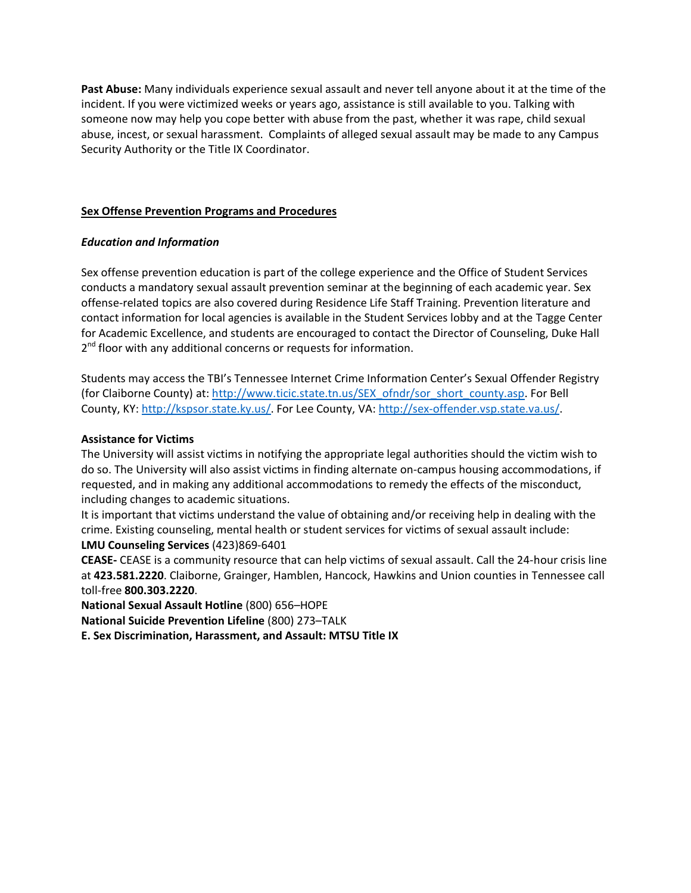**Past Abuse:** Many individuals experience sexual assault and never tell anyone about it at the time of the incident. If you were victimized weeks or years ago, assistance is still available to you. Talking with someone now may help you cope better with abuse from the past, whether it was rape, child sexual abuse, incest, or sexual harassment. Complaints of alleged sexual assault may be made to any Campus Security Authority or the Title IX Coordinator.

## Sex Offense Prevention Programs and Procedures

### *Education and Information*

Sex offense prevention education is part of the college experience and the Office of Student Services conducts a mandatory sexual assault prevention seminar at the beginning of each academic year. Sex offense-related topics are also covered during Residence Life Staff Training. Prevention literature and contact information for local agencies is available in the Student Services lobby and at the Tagge Center for Academic Excellence, and students are encouraged to contact the Director of Counseling, Duke Hall 2nd floor with any additional concerns or requests for information.

Students may access the TBI's Tennessee Internet Crime Information Center's Sexual Offender Registry (for Claiborne County) at: http://www.ticic.state.tn.us/SEX_ofndr/sor_short_county.asp. For Bell County, KY: http://kspsor.state.ky.us/. For Lee County, VA: http://sex-offender.vsp.state.va.us/.

### Assistance for Victims

The University will assist victims in notifying the appropriate legal authorities should the victim wish to do so. The University will also assist victims in finding alternate on-campus housing accommodations, if requested, and in making any additional accommodations to remedy the effects of the misconduct, including changes to academic situations.

It is important that victims understand the value of obtaining and/or receiving help in dealing with the crime. Existing counseling, mental health or student services for victims of sexual assault include:

**LMU Counseling Services** (423)869-6401

**CEASE-** CEASE is a community resource that can help victims of sexual assault. Call the 24-hour crisis line at **423.581.2220**. Claiborne, Grainger, Hamblen, Hancock, Hawkins and Union counties in Tennessee call toll-free **800.303.2220**.

**National Sexual Assault Hotline** (800) 656–HOPE

**National Suicide Prevention Lifeline** (800) 273–TALK

**E. Sex Discrimination, Harassment, and Assault: MTSU Title IX**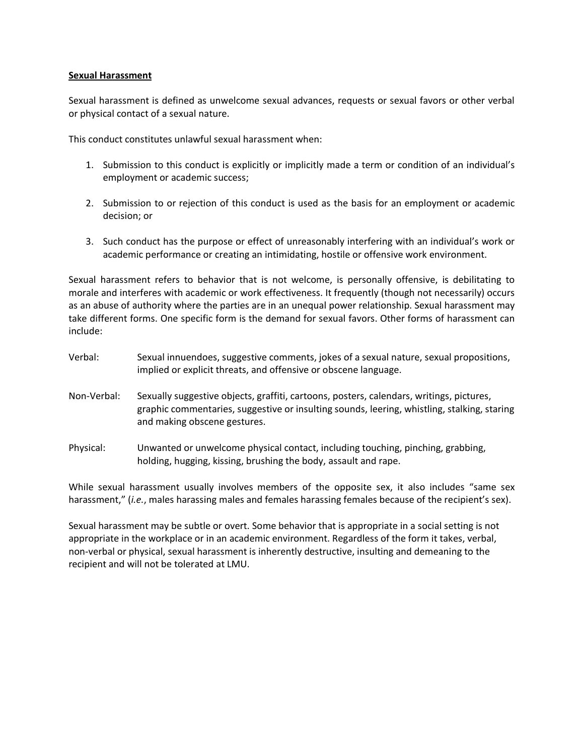**Sexual Harassment**

Sexual harassment is defined as unwelcome sexual advances, requests or sexual favors or other verbal or physical contact of a sexual nature.

This conduct constitutes unlawful sexual harassment when:

1. Submission to this conduct is explicitly or implicitly made a term or condition of an individual's employment or academic success;

2. Submission to or rejection of this conduct is used as the basis for an employment or academic decision; or

3. Such conduct has the purpose or effect of unreasonably interfering with an individual's work or academic performance or creating an intimidating, hostile or offensive work environment.

Sexual harassment refers to behavior that is not welcome, is personally offensive, is debilitating to morale and interferes with academic or work effectiveness. It frequently (though not necessarily) occurs as an abuse of authority where the parties are in an unequal power relationship. Sexual harassment may take different forms. One specific form is the demand for sexual favors. Other forms of harassment can include:

Verbal: Sexual innuendoes, suggestive comments, jokes of a sexual nature, sexual propositions, implied or explicit threats, and offensive or obscene language.

Non-Verbal: Sexually suggestive objects, graffiti, cartoons, posters, calendars, writings, pictures, graphic commentaries, suggestive or insulting sounds, leering, whistling, stalking, staring and making obscene gestures.

Physical: Unwanted or unwelcome physical contact, including touching, pinching, grabbing, holding, hugging, kissing, brushing the body, assault and rape.

While sexual harassment usually involves members of the opposite sex, it also includes "same sex harassment," (*i.e.*, males harassing males and females harassing females because of the recipient's sex).

Sexual harassment may be subtle or overt. Some behavior that is appropriate in a social setting is not appropriate in the workplace or in an academic environment. Regardless of the form it takes, verbal, non-verbal or physical, sexual harassment is inherently destructive, insulting and demeaning to the recipient and will not be tolerated at LMU.